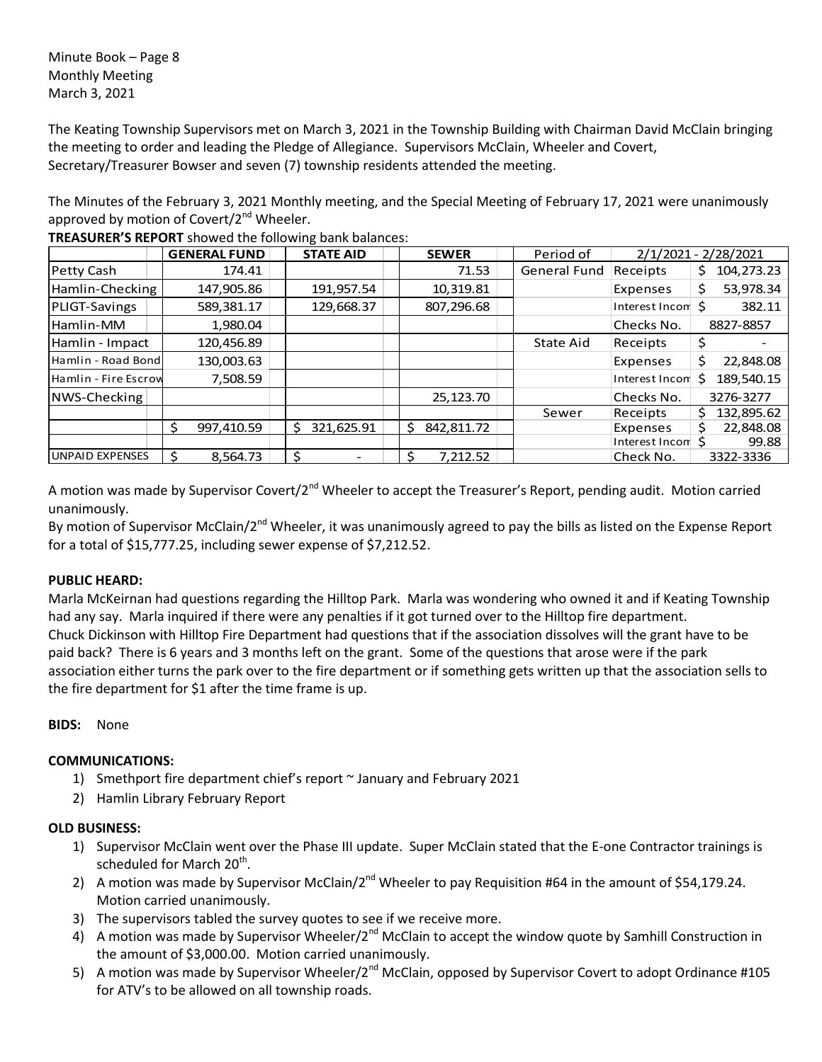Minute Book – Page 8
Monthly Meeting
March 3, 2021

The Keating Township Supervisors met on March 3, 2021 in the Township Building with Chairman David McClain bringing the meeting to order and leading the Pledge of Allegiance. Supervisors McClain, Wheeler and Covert, Secretary/Treasurer Bowser and seven (7) township residents attended the meeting.

The Minutes of the February 3, 2021 Monthly meeting, and the Special Meeting of February 17, 2021 were unanimously approved by motion of Covert/2nd Wheeler.

**TREASURER'S REPORT** showed the following bank balances:

| | GENERAL FUND | STATE AID | SEWER | Period of | 2/1/2021 - 2/28/2021 | |
|---|---|---|---|---|---|---|
| Petty Cash | 174.41 | | 71.53 | General Fund | Receipts | $ 104,273.23 |
| Hamlin-Checking | 147,905.86 | 191,957.54 | 10,319.81 | | Expenses | $ 53,978.34 |
| PLIGT-Savings | 589,381.17 | 129,668.37 | 807,296.68 | | Interest Incom | $ 382.11 |
| Hamlin-MM | 1,980.04 | | | | Checks No. | 8827-8857 |
| Hamlin - Impact | 120,456.89 | | | State Aid | Receipts | $ - |
| Hamlin - Road Bond | 130,003.63 | | | | Expenses | $ 22,848.08 |
| Hamlin - Fire Escrow | 7,508.59 | | | | Interest Incom | $ 189,540.15 |
| NWS-Checking | | | 25,123.70 | | Checks No. | 3276-3277 |
| | | | | Sewer | Receipts | $ 132,895.62 |
| | $ 997,410.59 | $ 321,625.91 | $ 842,811.72 | | Expenses | $ 22,848.08 |
| | | | | | Interest Incom | $ 99.88 |
| UNPAID EXPENSES | $ 8,564.73 | $ - | $ 7,212.52 | | Check No. | 3322-3336 |

A motion was made by Supervisor Covert/2nd Wheeler to accept the Treasurer's Report, pending audit. Motion carried unanimously.
By motion of Supervisor McClain/2nd Wheeler, it was unanimously agreed to pay the bills as listed on the Expense Report for a total of $15,777.25, including sewer expense of $7,212.52.

**PUBLIC HEARD:**
Marla McKeirnan had questions regarding the Hilltop Park. Marla was wondering who owned it and if Keating Township had any say. Marla inquired if there were any penalties if it got turned over to the Hilltop fire department.
Chuck Dickinson with Hilltop Fire Department had questions that if the association dissolves will the grant have to be paid back? There is 6 years and 3 months left on the grant. Some of the questions that arose were if the park association either turns the park over to the fire department or if something gets written up that the association sells to the fire department for $1 after the time frame is up.

**BIDS:** None

**COMMUNICATIONS:**
1) Smethport fire department chief's report ~ January and February 2021
2) Hamlin Library February Report

**OLD BUSINESS:**
1) Supervisor McClain went over the Phase III update. Super McClain stated that the E-one Contractor trainings is scheduled for March 20th.
2) A motion was made by Supervisor McClain/2nd Wheeler to pay Requisition #64 in the amount of $54,179.24. Motion carried unanimously.
3) The supervisors tabled the survey quotes to see if we receive more.
4) A motion was made by Supervisor Wheeler/2nd McClain to accept the window quote by Samhill Construction in the amount of $3,000.00. Motion carried unanimously.
5) A motion was made by Supervisor Wheeler/2nd McClain, opposed by Supervisor Covert to adopt Ordinance #105 for ATV's to be allowed on all township roads.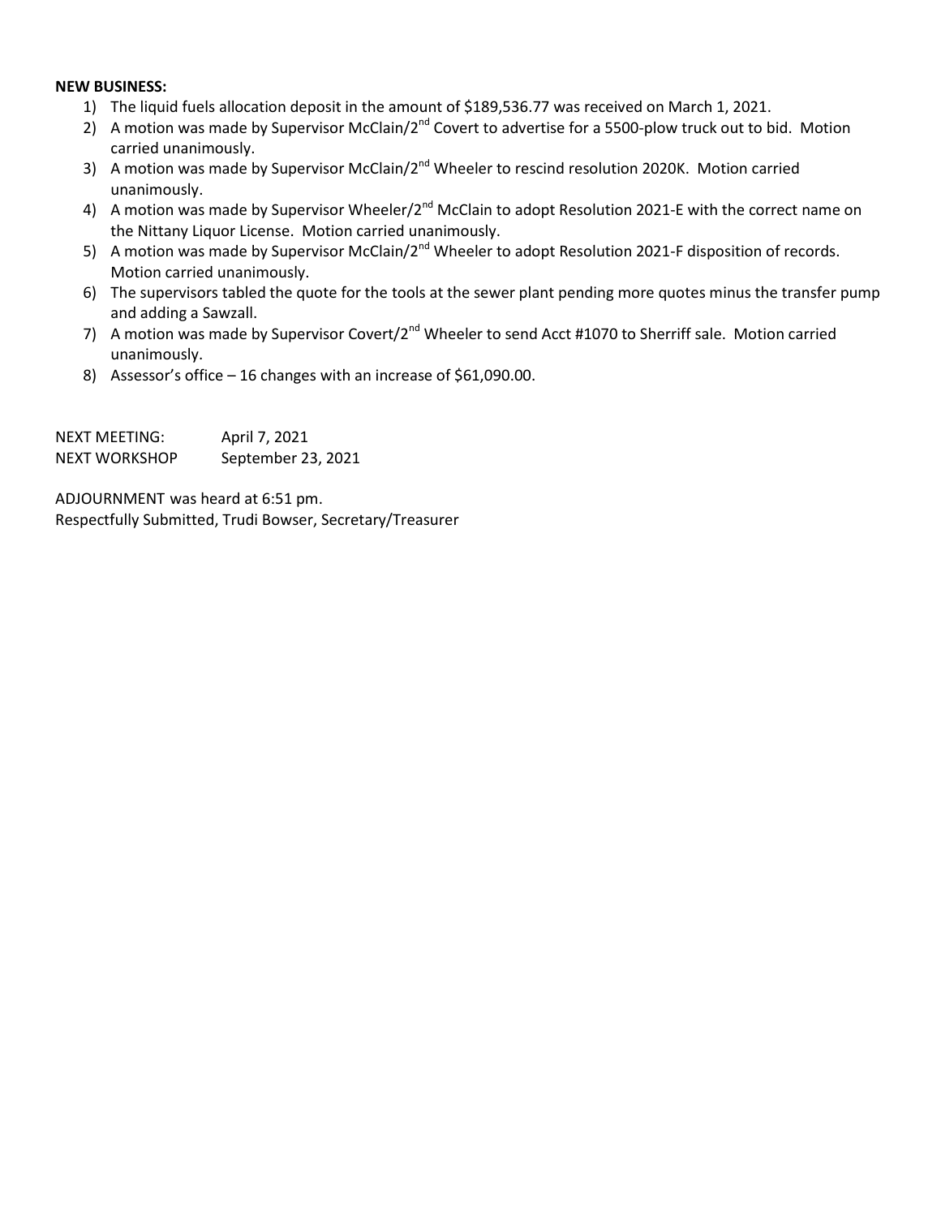**NEW BUSINESS:**

1) The liquid fuels allocation deposit in the amount of $189,536.77 was received on March 1, 2021.
2) A motion was made by Supervisor McClain/2nd Covert to advertise for a 5500-plow truck out to bid. Motion carried unanimously.
3) A motion was made by Supervisor McClain/2nd Wheeler to rescind resolution 2020K. Motion carried unanimously.
4) A motion was made by Supervisor Wheeler/2nd McClain to adopt Resolution 2021-E with the correct name on the Nittany Liquor License. Motion carried unanimously.
5) A motion was made by Supervisor McClain/2nd Wheeler to adopt Resolution 2021-F disposition of records. Motion carried unanimously.
6) The supervisors tabled the quote for the tools at the sewer plant pending more quotes minus the transfer pump and adding a Sawzall.
7) A motion was made by Supervisor Covert/2nd Wheeler to send Acct #1070 to Sherriff sale. Motion carried unanimously.
8) Assessor's office – 16 changes with an increase of $61,090.00.

NEXT MEETING: April 7, 2021
NEXT WORKSHOP September 23, 2021

ADJOURNMENT was heard at 6:51 pm.
Respectfully Submitted, Trudi Bowser, Secretary/Treasurer